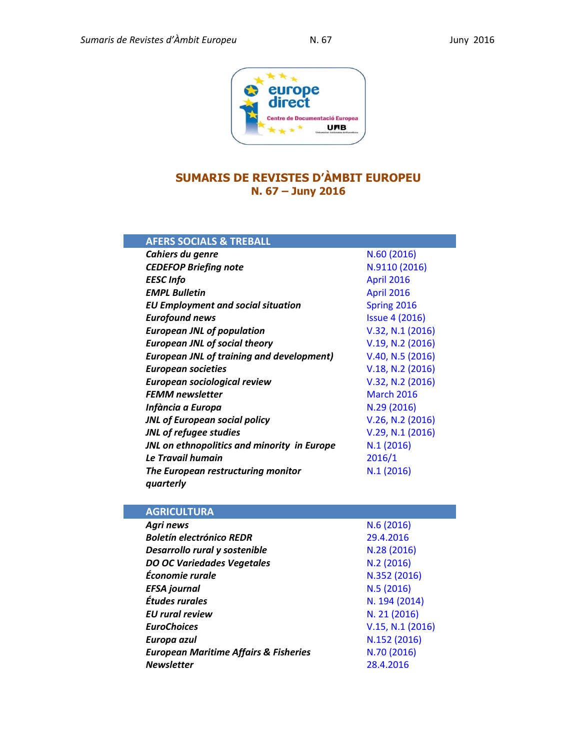# SUMARIS DE REVISTES D'ÀMBIT EUROPEU
## N. 67 – Juny 2016

| AFERS SOCIALS & TREBALL | |
|---|---|
| ***Cahiers du genre*** | N.60 (2016) |
| ***CEDEFOP Briefing note*** | N.9110 (2016) |
| ***EESC Info*** | April 2016 |
| ***EMPL Bulletin*** | April 2016 |
| ***EU Employment and social situation*** | Spring 2016 |
| ***Eurofound news*** | Issue 4 (2016) |
| ***European JNL of population*** | V.32, N.1 (2016) |
| ***European JNL of social theory*** | V.19, N.2 (2016) |
| ***European JNL of training and development)*** | V.40, N.5 (2016) |
| ***European societies*** | V.18, N.2 (2016) |
| ***European sociological review*** | V.32, N.2 (2016) |
| ***FEMM newsletter*** | March 2016 |
| ***Infància a Europa*** | N.29 (2016) |
| ***JNL of European social policy*** | V.26, N.2 (2016) |
| ***JNL of refugee studies*** | V.29, N.1 (2016) |
| ***JNL on ethnopolitics and minority in Europe*** | N.1 (2016) |
| ***Le Travail humain*** | 2016/1 |
| ***The European restructuring monitor quarterly*** | N.1 (2016) |

| AGRICULTURA | |
|---|---|
| ***Agri news*** | N.6 (2016) |
| ***Boletín electrónico REDR*** | 29.4.2016 |
| ***Desarrollo rural y sostenible*** | N.28 (2016) |
| ***DO OC Variedades Vegetales*** | N.2 (2016) |
| ***Économie rurale*** | N.352 (2016) |
| ***EFSA journal*** | N.5 (2016) |
| ***Études rurales*** | N. 194 (2014) |
| ***EU rural review*** | N. 21 (2016) |
| ***EuroChoices*** | V.15, N.1 (2016) |
| ***Europa azul*** | N.152 (2016) |
| ***European Maritime Affairs & Fisheries*** | N.70 (2016) |
| ***Newsletter*** | 28.4.2016 |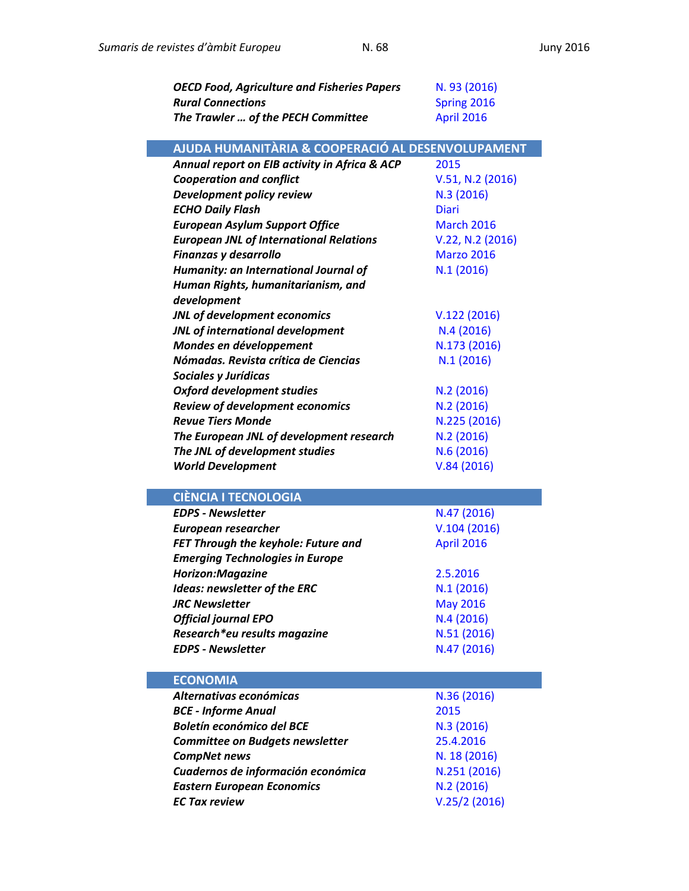| | |
|---|---|
| ***OECD Food, Agriculture and Fisheries Papers*** | N. 93 (2016) |
| ***Rural Connections*** | Spring 2016 |
| ***The Trawler … of the PECH Committee*** | April 2016 |

## AJUDA HUMANITÀRIA & COOPERACIÓ AL DESENVOLUPAMENT

| | |
|---|---|
| ***Annual report on EIB activity in Africa & ACP*** | 2015 |
| ***Cooperation and conflict*** | V.51, N.2 (2016) |
| ***Development policy review*** | N.3 (2016) |
| ***ECHO Daily Flash*** | Diari |
| ***European Asylum Support Office*** | March 2016 |
| ***European JNL of International Relations*** | V.22, N.2 (2016) |
| ***Finanzas y desarrollo*** | Marzo 2016 |
| ***Humanity: an International Journal of Human Rights, humanitarianism, and development*** | N.1 (2016) |
| ***JNL of development economics*** | V.122 (2016) |
| ***JNL of international development*** | N.4 (2016) |
| ***Mondes en développement*** | N.173 (2016) |
| ***Nómadas. Revista crítica de Ciencias Sociales y Jurídicas*** | N.1 (2016) |
| ***Oxford development studies*** | N.2 (2016) |
| ***Review of development economics*** | N.2 (2016) |
| ***Revue Tiers Monde*** | N.225 (2016) |
| ***The European JNL of development research*** | N.2 (2016) |
| ***The JNL of development studies*** | N.6 (2016) |
| ***World Development*** | V.84 (2016) |

## CIÈNCIA I TECNOLOGIA

| | |
|---|---|
| ***EDPS - Newsletter*** | N.47 (2016) |
| ***European researcher*** | V.104 (2016) |
| ***FET Through the keyhole: Future and Emerging Technologies in Europe*** | April 2016 |
| ***Horizon:Magazine*** | 2.5.2016 |
| ***Ideas: newsletter of the ERC*** | N.1 (2016) |
| ***JRC Newsletter*** | May 2016 |
| ***Official journal EPO*** | N.4 (2016) |
| ***Research*eu results magazine*** | N.51 (2016) |
| ***EDPS - Newsletter*** | N.47 (2016) |

## ECONOMIA

| | |
|---|---|
| ***Alternativas económicas*** | N.36 (2016) |
| ***BCE - Informe Anual*** | 2015 |
| ***Boletín económico del BCE*** | N.3 (2016) |
| ***Committee on Budgets newsletter*** | 25.4.2016 |
| ***CompNet news*** | N. 18 (2016) |
| ***Cuadernos de información económica*** | N.251 (2016) |
| ***Eastern European Economics*** | N.2 (2016) |
| ***EC Tax review*** | V.25/2 (2016) |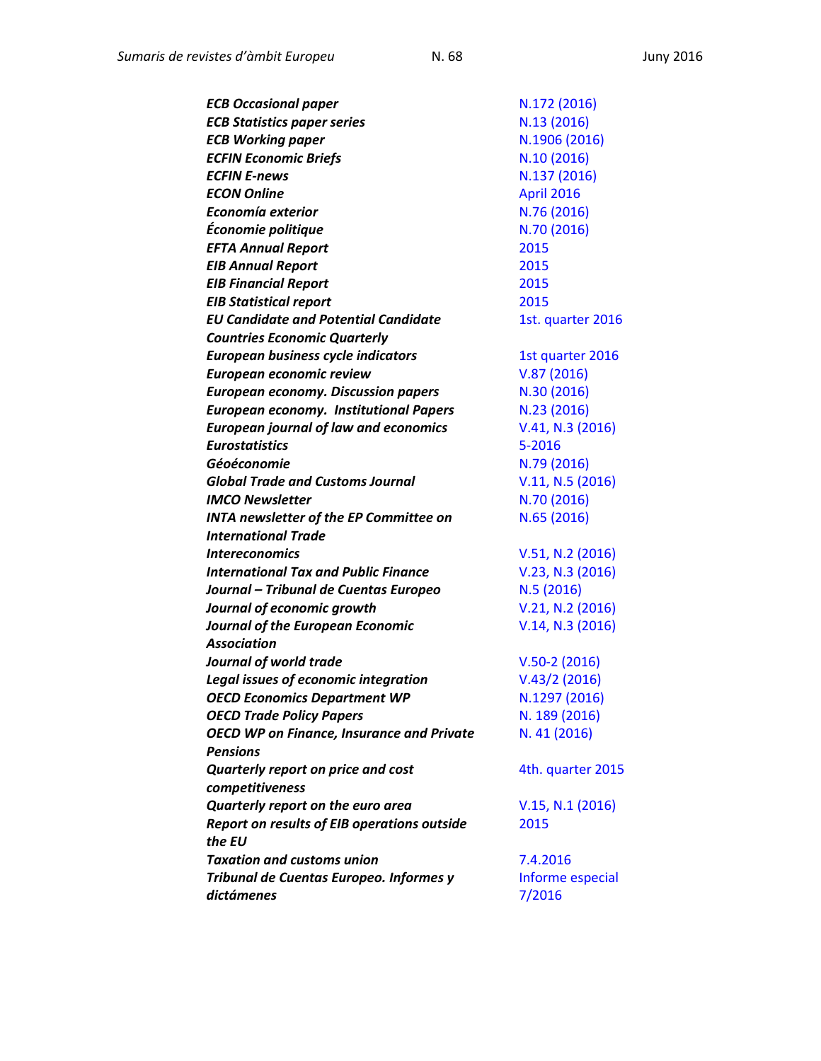| | |
|---|---|
| ***ECB Occasional paper*** | N.172 (2016) |
| ***ECB Statistics paper series*** | N.13 (2016) |
| ***ECB Working paper*** | N.1906 (2016) |
| ***ECFIN Economic Briefs*** | N.10 (2016) |
| ***ECFIN E-news*** | N.137 (2016) |
| ***ECON Online*** | April 2016 |
| ***Economía exterior*** | N.76 (2016) |
| ***Économie politique*** | N.70 (2016) |
| ***EFTA Annual Report*** | 2015 |
| ***EIB Annual Report*** | 2015 |
| ***EIB Financial Report*** | 2015 |
| ***EIB Statistical report*** | 2015 |
| ***EU Candidate and Potential Candidate Countries Economic Quarterly*** | 1st. quarter 2016 |
| ***European business cycle indicators*** | 1st quarter 2016 |
| ***European economic review*** | V.87 (2016) |
| ***European economy. Discussion papers*** | N.30 (2016) |
| ***European economy. Institutional Papers*** | N.23 (2016) |
| ***European journal of law and economics*** | V.41, N.3 (2016) |
| ***Eurostatistics*** | 5-2016 |
| ***Géoéconomie*** | N.79 (2016) |
| ***Global Trade and Customs Journal*** | V.11, N.5 (2016) |
| ***IMCO Newsletter*** | N.70 (2016) |
| ***INTA newsletter of the EP Committee on International Trade*** | N.65 (2016) |
| ***Intereconomics*** | V.51, N.2 (2016) |
| ***International Tax and Public Finance*** | V.23, N.3 (2016) |
| ***Journal – Tribunal de Cuentas Europeo*** | N.5 (2016) |
| ***Journal of economic growth*** | V.21, N.2 (2016) |
| ***Journal of the European Economic Association*** | V.14, N.3 (2016) |
| ***Journal of world trade*** | V.50-2 (2016) |
| ***Legal issues of economic integration*** | V.43/2 (2016) |
| ***OECD Economics Department WP*** | N.1297 (2016) |
| ***OECD Trade Policy Papers*** | N. 189 (2016) |
| ***OECD WP on Finance, Insurance and Private Pensions*** | N. 41 (2016) |
| ***Quarterly report on price and cost competitiveness*** | 4th. quarter 2015 |
| ***Quarterly report on the euro area*** | V.15, N.1 (2016) |
| ***Report on results of EIB operations outside the EU*** | 2015 |
| ***Taxation and customs union*** | 7.4.2016 |
| ***Tribunal de Cuentas Europeo. Informes y dictámenes*** | Informe especial 7/2016 |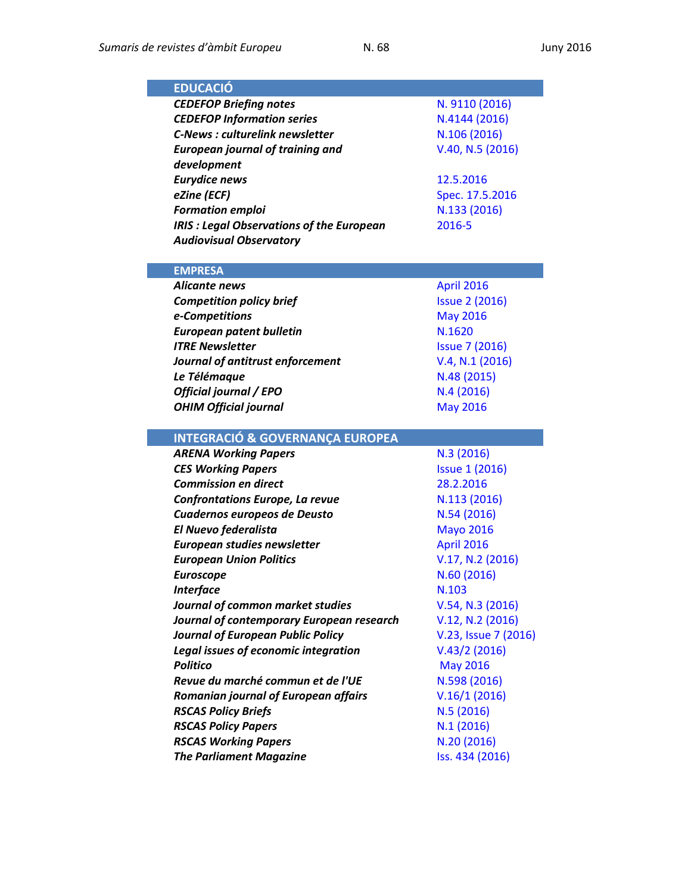| EDUCACIÓ | |
|---|---|
| ***CEDEFOP Briefing notes*** | N. 9110 (2016) |
| ***CEDEFOP Information series*** | N.4144 (2016) |
| ***C-News : culturelink newsletter*** | N.106 (2016) |
| ***European journal of training and development*** | V.40, N.5 (2016) |
| ***Eurydice news*** | 12.5.2016 |
| ***eZine (ECF)*** | Spec. 17.5.2016 |
| ***Formation emploi*** | N.133 (2016) |
| ***IRIS : Legal Observations of the European Audiovisual Observatory*** | 2016-5 |

| EMPRESA | |
|---|---|
| ***Alicante news*** | April 2016 |
| ***Competition policy brief*** | Issue 2 (2016) |
| ***e-Competitions*** | May 2016 |
| ***European patent bulletin*** | N.1620 |
| ***ITRE Newsletter*** | Issue 7 (2016) |
| ***Journal of antitrust enforcement*** | V.4, N.1 (2016) |
| ***Le Télémaque*** | N.48 (2015) |
| ***Official journal / EPO*** | N.4 (2016) |
| ***OHIM Official journal*** | May 2016 |

| INTEGRACIÓ & GOVERNANÇA EUROPEA | |
|---|---|
| ***ARENA Working Papers*** | N.3 (2016) |
| ***CES Working Papers*** | Issue 1 (2016) |
| ***Commission en direct*** | 28.2.2016 |
| ***Confrontations Europe, La revue*** | N.113 (2016) |
| ***Cuadernos europeos de Deusto*** | N.54 (2016) |
| ***El Nuevo federalista*** | Mayo 2016 |
| ***European studies newsletter*** | April 2016 |
| ***European Union Politics*** | V.17, N.2 (2016) |
| ***Euroscope*** | N.60 (2016) |
| ***Interface*** | N.103 |
| ***Journal of common market studies*** | V.54, N.3 (2016) |
| ***Journal of contemporary European research*** | V.12, N.2 (2016) |
| ***Journal of European Public Policy*** | V.23, Issue 7 (2016) |
| ***Legal issues of economic integration*** | V.43/2 (2016) |
| ***Politico*** | May 2016 |
| ***Revue du marché commun et de l'UE*** | N.598 (2016) |
| ***Romanian journal of European affairs*** | V.16/1 (2016) |
| ***RSCAS Policy Briefs*** | N.5 (2016) |
| ***RSCAS Policy Papers*** | N.1 (2016) |
| ***RSCAS Working Papers*** | N.20 (2016) |
| ***The Parliament Magazine*** | Iss. 434 (2016) |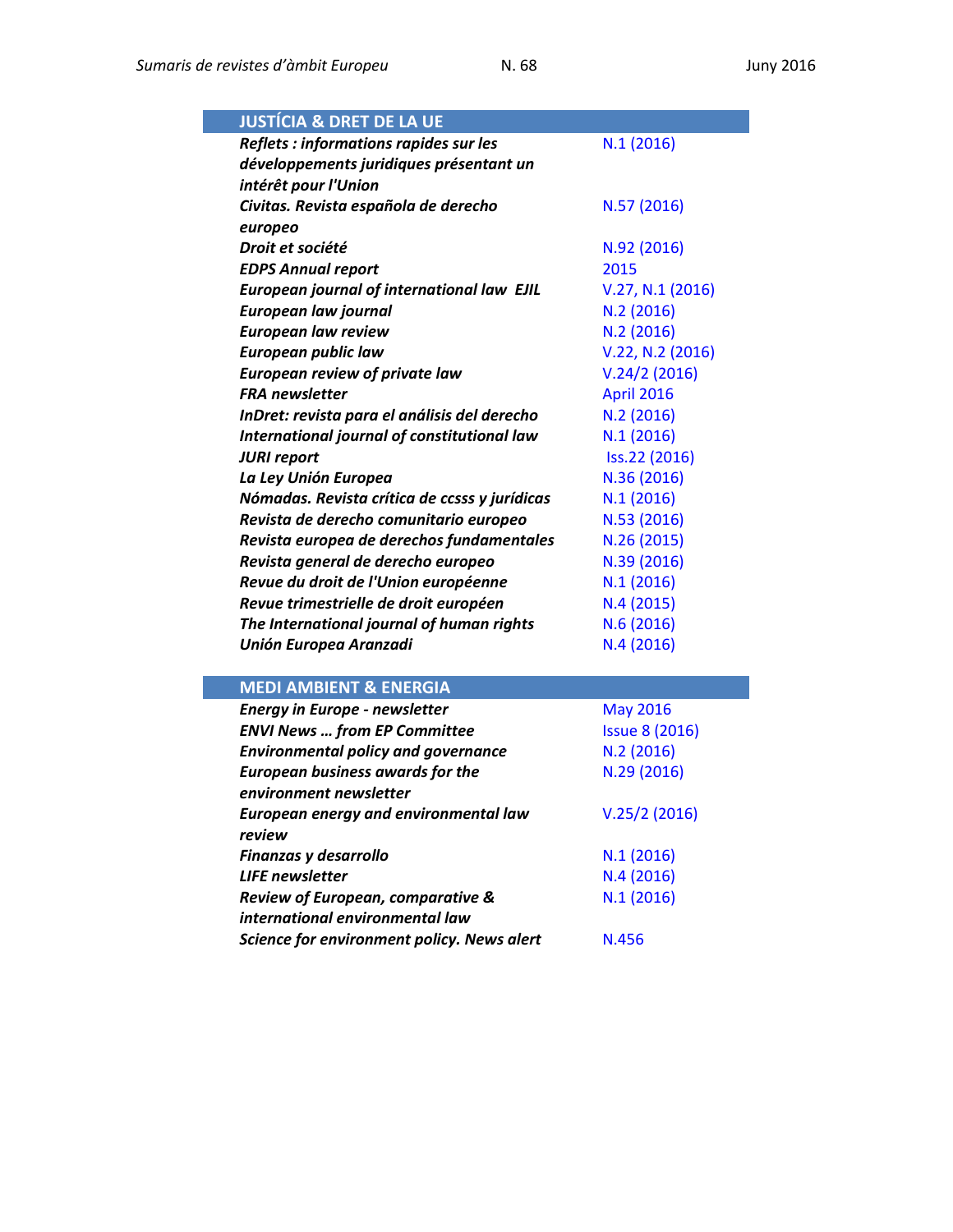| JUSTÍCIA & DRET DE LA UE | |
|---|---|
| ***Reflets : informations rapides sur les développements juridiques présentant un intérêt pour l'Union*** | N.1 (2016) |
| ***Civitas. Revista española de derecho europeo*** | N.57 (2016) |
| ***Droit et société*** | N.92 (2016) |
| ***EDPS Annual report*** | 2015 |
| ***European journal of international law EJIL*** | V.27, N.1 (2016) |
| ***European law journal*** | N.2 (2016) |
| ***European law review*** | N.2 (2016) |
| ***European public law*** | V.22, N.2 (2016) |
| ***European review of private law*** | V.24/2 (2016) |
| ***FRA newsletter*** | April 2016 |
| ***InDret: revista para el análisis del derecho*** | N.2 (2016) |
| ***International journal of constitutional law*** | N.1 (2016) |
| ***JURI report*** | Iss.22 (2016) |
| ***La Ley Unión Europea*** | N.36 (2016) |
| ***Nómadas. Revista crítica de ccsss y jurídicas*** | N.1 (2016) |
| ***Revista de derecho comunitario europeo*** | N.53 (2016) |
| ***Revista europea de derechos fundamentales*** | N.26 (2015) |
| ***Revista general de derecho europeo*** | N.39 (2016) |
| ***Revue du droit de l'Union européenne*** | N.1 (2016) |
| ***Revue trimestrielle de droit européen*** | N.4 (2015) |
| ***The International journal of human rights*** | N.6 (2016) |
| ***Unión Europea Aranzadi*** | N.4 (2016) |

| MEDI AMBIENT & ENERGIA | |
|---|---|
| ***Energy in Europe - newsletter*** | May 2016 |
| ***ENVI News … from EP Committee*** | Issue 8 (2016) |
| ***Environmental policy and governance*** | N.2 (2016) |
| ***European business awards for the environment newsletter*** | N.29 (2016) |
| ***European energy and environmental law review*** | V.25/2 (2016) |
| ***Finanzas y desarrollo*** | N.1 (2016) |
| ***LIFE newsletter*** | N.4 (2016) |
| ***Review of European, comparative & international environmental law*** | N.1 (2016) |
| ***Science for environment policy. News alert*** | N.456 |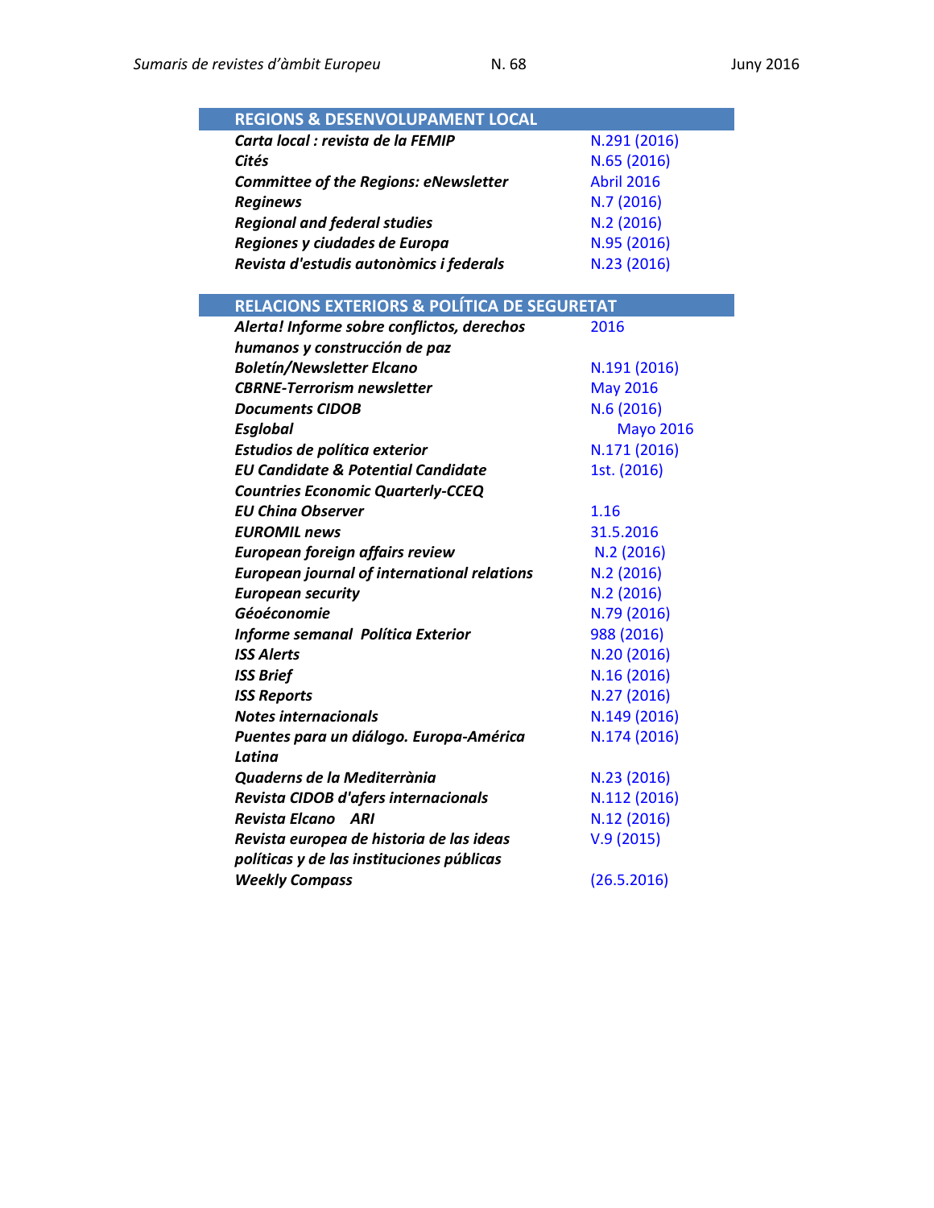| REGIONS & DESENVOLUPAMENT LOCAL | |
|---|---|
| ***Carta local : revista de la FEMIP*** | N.291 (2016) |
| ***Cités*** | N.65 (2016) |
| ***Committee of the Regions: eNewsletter*** | Abril 2016 |
| ***Reginews*** | N.7 (2016) |
| ***Regional and federal studies*** | N.2 (2016) |
| ***Regiones y ciudades de Europa*** | N.95 (2016) |
| ***Revista d'estudis autonòmics i federals*** | N.23 (2016) |

| RELACIONS EXTERIORS & POLÍTICA DE SEGURETAT | |
|---|---|
| ***Alerta! Informe sobre conflictos, derechos humanos y construcción de paz*** | 2016 |
| ***Boletín/Newsletter Elcano*** | N.191 (2016) |
| ***CBRNE-Terrorism newsletter*** | May 2016 |
| ***Documents CIDOB*** | N.6 (2016) |
| ***Esglobal*** | Mayo 2016 |
| ***Estudios de política exterior*** | N.171 (2016) |
| ***EU Candidate & Potential Candidate Countries Economic Quarterly-CCEQ*** | 1st. (2016) |
| ***EU China Observer*** | 1.16 |
| ***EUROMIL news*** | 31.5.2016 |
| ***European foreign affairs review*** | N.2 (2016) |
| ***European journal of international relations*** | N.2 (2016) |
| ***European security*** | N.2 (2016) |
| ***Géoéconomie*** | N.79 (2016) |
| ***Informe semanal Política Exterior*** | 988 (2016) |
| ***ISS Alerts*** | N.20 (2016) |
| ***ISS Brief*** | N.16 (2016) |
| ***ISS Reports*** | N.27 (2016) |
| ***Notes internacionals*** | N.149 (2016) |
| ***Puentes para un diálogo. Europa-América Latina*** | N.174 (2016) |
| ***Quaderns de la Mediterrània*** | N.23 (2016) |
| ***Revista CIDOB d'afers internacionals*** | N.112 (2016) |
| ***Revista Elcano ARI*** | N.12 (2016) |
| ***Revista europea de historia de las ideas políticas y de las instituciones públicas*** | V.9 (2015) |
| ***Weekly Compass*** | (26.5.2016) |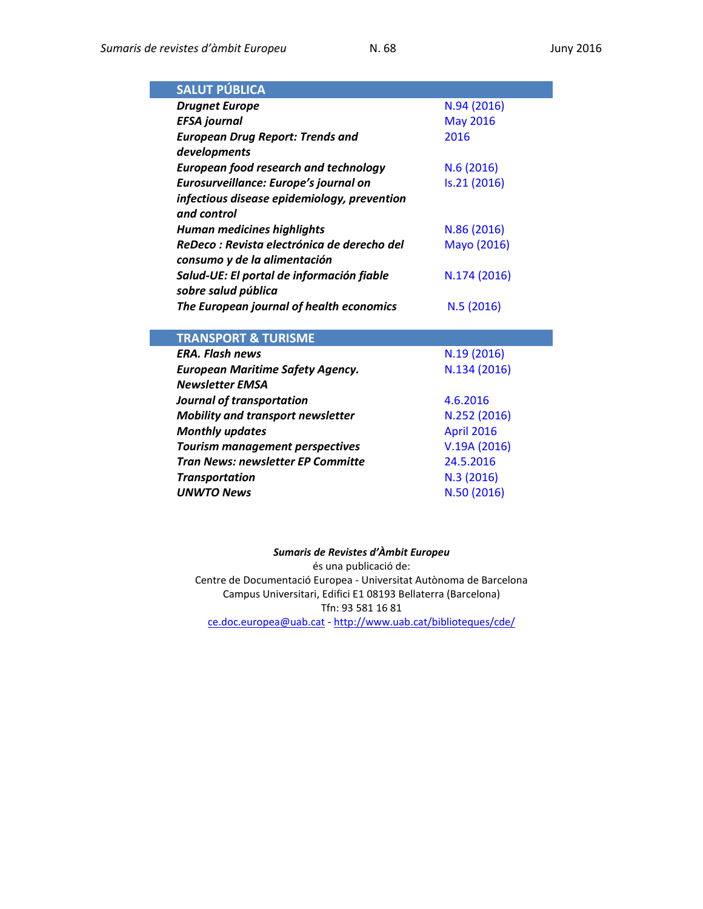| SALUT PÚBLICA | |
|---|---|
| ***Drugnet Europe*** | N.94 (2016) |
| ***EFSA journal*** | May 2016 |
| ***European Drug Report: Trends and developments*** | 2016 |
| ***European food research and technology*** | N.6 (2016) |
| ***Eurosurveillance: Europe's journal on infectious disease epidemiology, prevention and control*** | Is.21 (2016) |
| ***Human medicines highlights*** | N.86 (2016) |
| ***ReDeco : Revista electrónica de derecho del consumo y de la alimentación*** | Mayo (2016) |
| ***Salud-UE: El portal de información fiable sobre salud pública*** | N.174 (2016) |
| ***The European journal of health economics*** | N.5 (2016) |

| TRANSPORT & TURISME | |
|---|---|
| ***ERA. Flash news*** | N.19 (2016) |
| ***European Maritime Safety Agency. Newsletter EMSA*** | N.134 (2016) |
| ***Journal of transportation*** | 4.6.2016 |
| ***Mobility and transport newsletter*** | N.252 (2016) |
| ***Monthly updates*** | April 2016 |
| ***Tourism management perspectives*** | V.19A (2016) |
| ***Tran News: newsletter EP Committe*** | 24.5.2016 |
| ***Transportation*** | N.3 (2016) |
| ***UNWTO News*** | N.50 (2016) |

***Sumaris de Revistes d'Àmbit Europeu***
és una publicació de:
Centre de Documentació Europea - Universitat Autònoma de Barcelona
Campus Universitari, Edifici E1 08193 Bellaterra (Barcelona)
Tfn: 93 581 16 81
ce.doc.europea@uab.cat - http://www.uab.cat/biblioteques/cde/